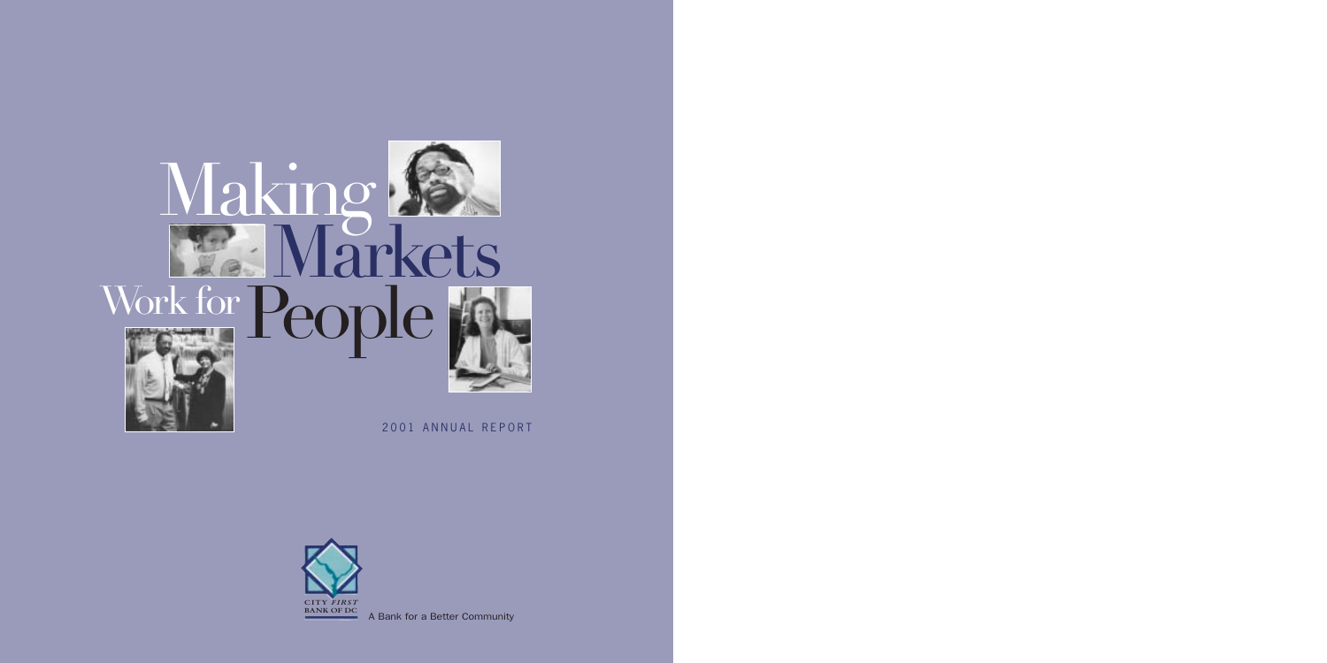# Making Markets Work for People

2001 ANNUAL REPORT

CITY *FIRST* BANK OF DC

A Bank for a Better Community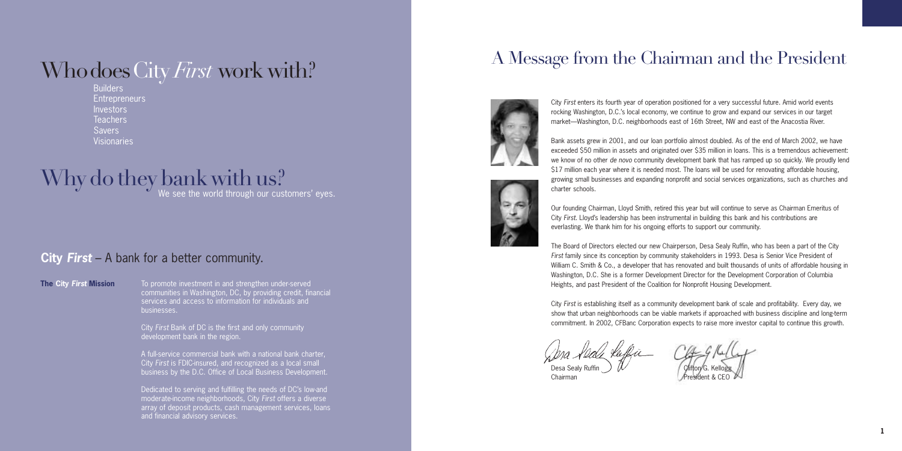# Who does City *First* work with?

Builders
Entrepreneurs
Investors
Teachers
Savers
Visionaries

# Why do they bank with us?

We see the world through our customers' eyes.

## **City *First*** – A bank for a better community.

**The City *First* Mission**

To promote investment in and strengthen under-served communities in Washington, DC, by providing credit, financial services and access to information for individuals and businesses.

City *First* Bank of DC is the first and only community development bank in the region.

A full-service commercial bank with a national bank charter, City *First* is FDIC-insured, and recognized as a local small business by the D.C. Office of Local Business Development.

Dedicated to serving and fulfilling the needs of DC's low-and moderate-income neighborhoods, City *First* offers a diverse array of deposit products, cash management services, loans and financial advisory services.

# A Message from the Chairman and the President

City *First* enters its fourth year of operation positioned for a very successful future. Amid world events rocking Washington, D.C.'s local economy, we continue to grow and expand our services in our target market—Washington, D.C. neighborhoods east of 16th Street, NW and east of the Anacostia River.

Bank assets grew in 2001, and our loan portfolio almost doubled. As of the end of March 2002, we have exceeded $50 million in assets and originated over $35 million in loans. This is a tremendous achievement: we know of no other *de novo* community development bank that has ramped up so quickly. We proudly lend $17 million each year where it is needed most. The loans will be used for renovating affordable housing, growing small businesses and expanding nonprofit and social services organizations, such as churches and charter schools.

Our founding Chairman, Lloyd Smith, retired this year but will continue to serve as Chairman Emeritus of City *First*. Lloyd's leadership has been instrumental in building this bank and his contributions are everlasting. We thank him for his ongoing efforts to support our community.

The Board of Directors elected our new Chairperson, Desa Sealy Ruffin, who has been a part of the City *First* family since its conception by community stakeholders in 1993. Desa is Senior Vice President of William C. Smith & Co., a developer that has renovated and built thousands of units of affordable housing in Washington, D.C. She is a former Development Director for the Development Corporation of Columbia Heights, and past President of the Coalition for Nonprofit Housing Development.

City *First* is establishing itself as a community development bank of scale and profitability. Every day, we show that urban neighborhoods can be viable markets if approached with business discipline and long-term commitment. In 2002, CFBanc Corporation expects to raise more investor capital to continue this growth.

Desa Sealy Ruffin
Chairman

Clifton G. Kellogg
President & CEO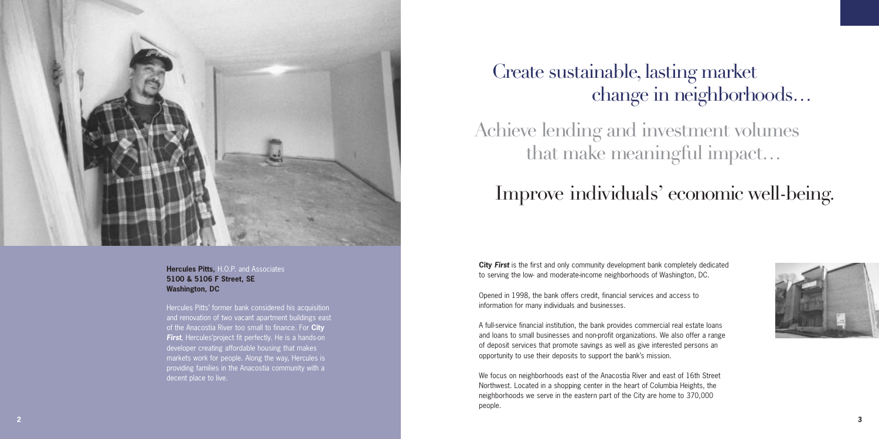**Hercules Pitts**, H.O.P. and Associates
**5100 & 5106 F Street, SE**
**Washington, DC**

Hercules Pitts' former bank considered his acquisition and renovation of two vacant apartment buildings east of the Anacostia River too small to finance. For **City *First***, Hercules'project fit perfectly. He is a hands-on developer creating affordable housing that makes markets work for people. Along the way, Hercules is providing families in the Anacostia community with a decent place to live.

# Create sustainable, lasting market change in neighborhoods…

# Achieve lending and investment volumes that make meaningful impact…

# Improve individuals' economic well-being.

**City *First*** is the first and only community development bank completely dedicated to serving the low- and moderate-income neighborhoods of Washington, DC.

Opened in 1998, the bank offers credit, financial services and access to information for many individuals and businesses.

A full-service financial institution, the bank provides commercial real estate loans and loans to small businesses and non-profit organizations. We also offer a range of deposit services that promote savings as well as give interested persons an opportunity to use their deposits to support the bank's mission.

We focus on neighborhoods east of the Anacostia River and east of 16th Street Northwest. Located in a shopping center in the heart of Columbia Heights, the neighborhoods we serve in the eastern part of the City are home to 370,000 people.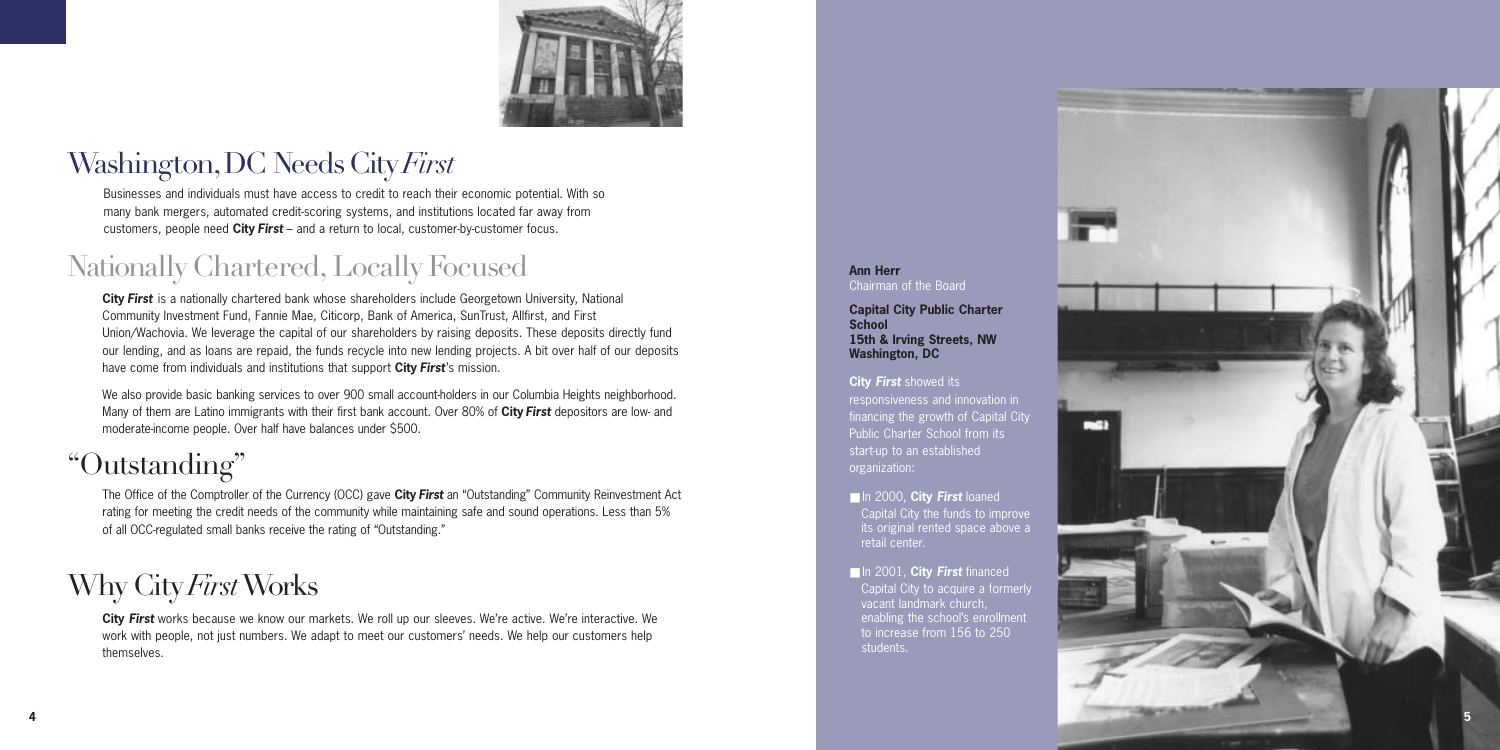# Washington, DC Needs City *First*

Businesses and individuals must have access to credit to reach their economic potential. With so many bank mergers, automated credit-scoring systems, and institutions located far away from customers, people need **City *First*** – and a return to local, customer-by-customer focus.

# Nationally Chartered, Locally Focused

**City *First*** is a nationally chartered bank whose shareholders include Georgetown University, National Community Investment Fund, Fannie Mae, Citicorp, Bank of America, SunTrust, Allfirst, and First Union/Wachovia. We leverage the capital of our shareholders by raising deposits. These deposits directly fund our lending, and as loans are repaid, the funds recycle into new lending projects. A bit over half of our deposits have come from individuals and institutions that support **City *First***'s mission.

We also provide basic banking services to over 900 small account-holders in our Columbia Heights neighborhood. Many of them are Latino immigrants with their first bank account. Over 80% of **City *First*** depositors are low- and moderate-income people. Over half have balances under $500.

# "Outstanding"

The Office of the Comptroller of the Currency (OCC) gave **City *First*** an "Outstanding" Community Reinvestment Act rating for meeting the credit needs of the community while maintaining safe and sound operations. Less than 5% of all OCC-regulated small banks receive the rating of "Outstanding."

# Why City *First* Works

**City *First*** works because we know our markets. We roll up our sleeves. We're active. We're interactive. We work with people, not just numbers. We adapt to meet our customers' needs. We help our customers help themselves.

**Ann Herr**
Chairman of the Board

**Capital City Public Charter School**
**15th & Irving Streets, NW**
**Washington, DC**

**City *First*** showed its responsiveness and innovation in financing the growth of Capital City Public Charter School from its start-up to an established organization:

- In 2000, **City *First*** loaned Capital City the funds to improve its original rented space above a retail center.
- In 2001, **City *First*** financed Capital City to acquire a formerly vacant landmark church, enabling the school's enrollment to increase from 156 to 250 students.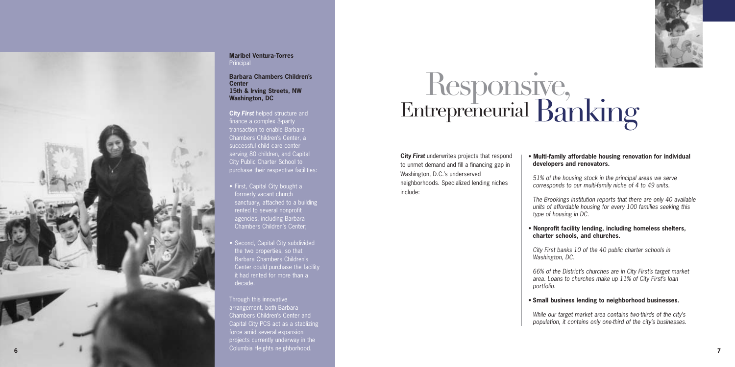**Maribel Ventura-Torres**
Principal

**Barbara Chambers Children's Center**
**15th & Irving Streets, NW**
**Washington, DC**

**City *First*** helped structure and finance a complex 3-party transaction to enable Barbara Chambers Children's Center, a successful child care center serving 80 children, and Capital City Public Charter School to purchase their respective facilities:

- First, Capital City bought a formerly vacant church sanctuary, attached to a building rented to several nonprofit agencies, including Barbara Chambers Children's Center;
- Second, Capital City subdivided the two properties, so that Barbara Chambers Children's Center could purchase the facility it had rented for more than a decade.

Through this innovative arrangement, both Barbara Chambers Children's Center and Capital City PCS act as a stablizing force amid several expansion projects currently underway in the Columbia Heights neighborhood.

# Responsive, Entrepreneurial Banking

**City *First*** underwrites projects that respond to unmet demand and fill a financing gap in Washington, D.C.'s underserved neighborhoods. Specialized lending niches include:

- **Multi-family affordable housing renovation for individual developers and renovators.**

  *51% of the housing stock in the principal areas we serve corresponds to our multi-family niche of 4 to 49 units.*

  *The Brookings Institution reports that there are only 40 available units of affordable housing for every 100 families seeking this type of housing in DC.*

- **Nonprofit facility lending, including homeless shelters, charter schools, and churches.**

  *City First banks 10 of the 40 public charter schools in Washington, DC.*

  *66% of the District's churches are in City First's target market area. Loans to churches make up 11% of City First's loan portfolio.*

- **Small business lending to neighborhood businesses.**

  *While our target market area contains two-thirds of the city's population, it contains only one-third of the city's businesses.*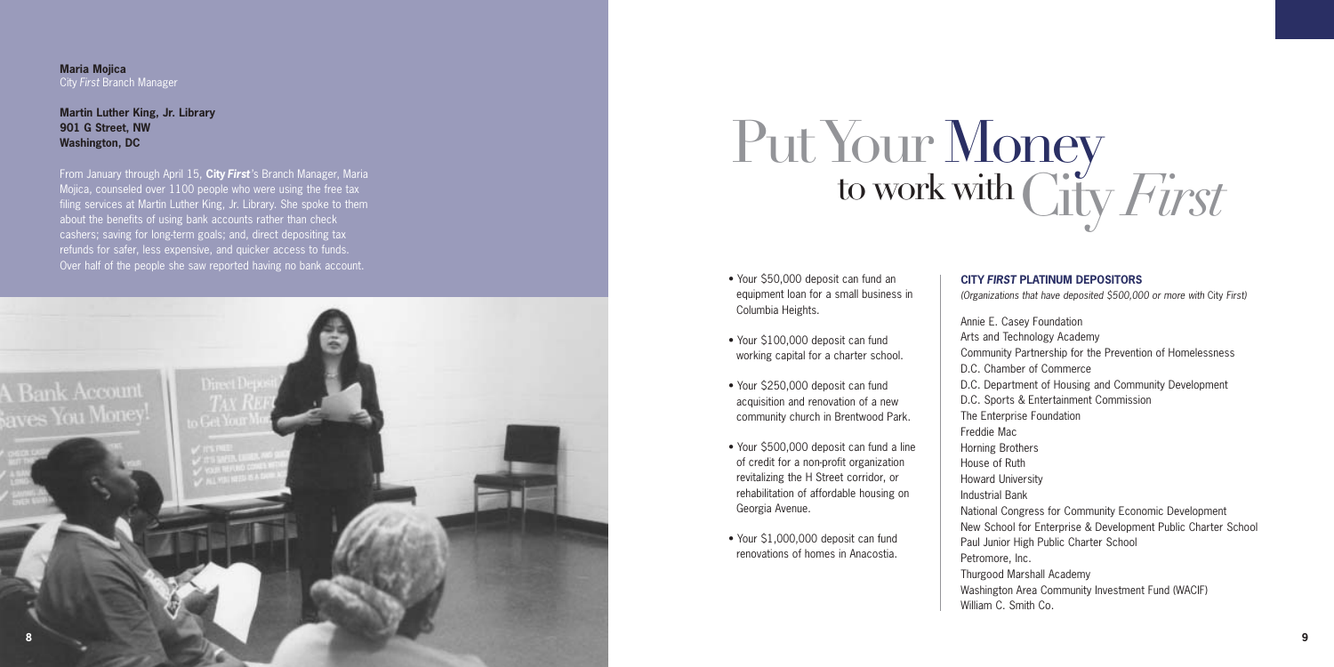**Maria Mojica**
City *First* Branch Manager

**Martin Luther King, Jr. Library**
**901 G Street, NW**
**Washington, DC**

From January through April 15, **City *First***'s Branch Manager, Maria Mojica, counseled over 1100 people who were using the free tax filing services at Martin Luther King, Jr. Library. She spoke to them about the benefits of using bank accounts rather than check cashers; saving for long-term goals; and, direct depositing tax refunds for safer, less expensive, and quicker access to funds. Over half of the people she saw reported having no bank account.

# Put Your Money to work with City *First*

- Your $50,000 deposit can fund an equipment loan for a small business in Columbia Heights.
- Your $100,000 deposit can fund working capital for a charter school.
- Your $250,000 deposit can fund acquisition and renovation of a new community church in Brentwood Park.
- Your $500,000 deposit can fund a line of credit for a non-profit organization revitalizing the H Street corridor, or rehabilitation of affordable housing on Georgia Avenue.
- Your $1,000,000 deposit can fund renovations of homes in Anacostia.

**CITY *FIRST* PLATINUM DEPOSITORS**

*(Organizations that have deposited $500,000 or more with* City *First)*

Annie E. Casey Foundation
Arts and Technology Academy
Community Partnership for the Prevention of Homelessness
D.C. Chamber of Commerce
D.C. Department of Housing and Community Development
D.C. Sports & Entertainment Commission
The Enterprise Foundation
Freddie Mac
Horning Brothers
House of Ruth
Howard University
Industrial Bank
National Congress for Community Economic Development
New School for Enterprise & Development Public Charter School
Paul Junior High Public Charter School
Petromore, Inc.
Thurgood Marshall Academy
Washington Area Community Investment Fund (WACIF)
William C. Smith Co.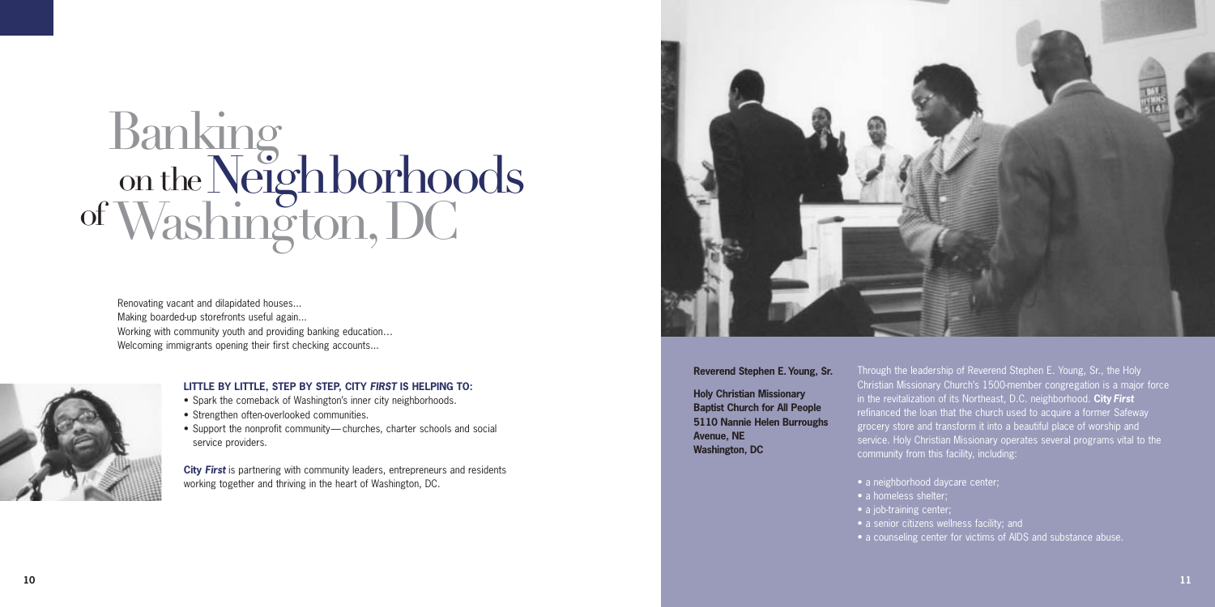# Banking on the Neighborhoods of Washington, DC

Renovating vacant and dilapidated houses...
Making boarded-up storefronts useful again...
Working with community youth and providing banking education...
Welcoming immigrants opening their first checking accounts...

**LITTLE BY LITTLE, STEP BY STEP, CITY *FIRST* IS HELPING TO:**

- Spark the comeback of Washington's inner city neighborhoods.
- Strengthen often-overlooked communities.
- Support the nonprofit community—churches, charter schools and social service providers.

**City *First*** is partnering with community leaders, entrepreneurs and residents working together and thriving in the heart of Washington, DC.

**Reverend Stephen E. Young, Sr.**

**Holy Christian Missionary Baptist Church for All People**
**5110 Nannie Helen Burroughs Avenue, NE**
**Washington, DC**

Through the leadership of Reverend Stephen E. Young, Sr., the Holy Christian Missionary Church's 1500-member congregation is a major force in the revitalization of its Northeast, D.C. neighborhood. **City *First*** refinanced the loan that the church used to acquire a former Safeway grocery store and transform it into a beautiful place of worship and service. Holy Christian Missionary operates several programs vital to the community from this facility, including:

- a neighborhood daycare center;
- a homeless shelter;
- a job-training center;
- a senior citizens wellness facility; and
- a counseling center for victims of AIDS and substance abuse.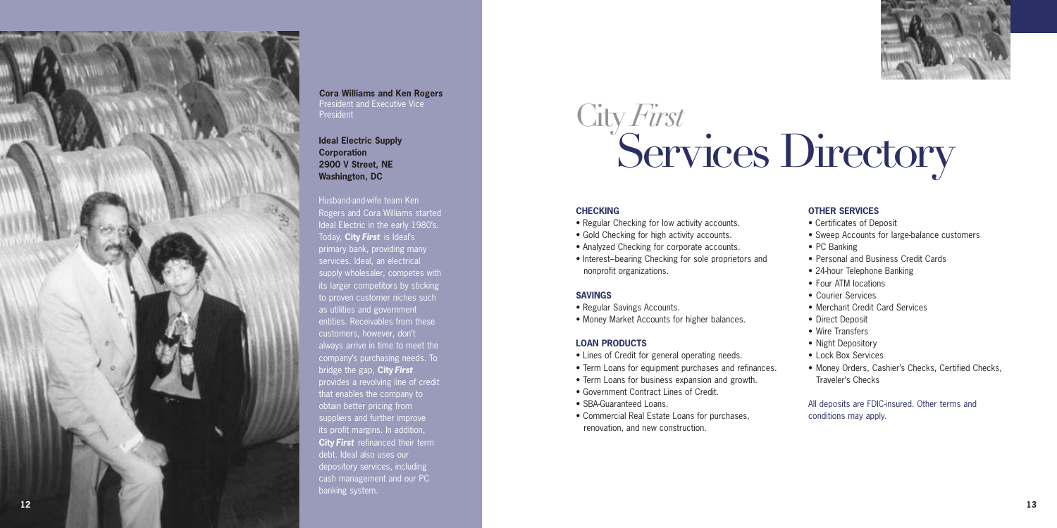**Cora Williams and Ken Rogers**
President and Executive Vice President

**Ideal Electric Supply Corporation**
**2900 V Street, NE**
**Washington, DC**

Husband-and-wife team Ken Rogers and Cora Williams started Ideal Electric in the early 1980's. Today, **City *First*** is Ideal's primary bank, providing many services. Ideal, an electrical supply wholesaler, competes with its larger competitors by sticking to proven customer niches such as utilities and government entities. Receivables from these customers, however, don't always arrive in time to meet the company's purchasing needs. To bridge the gap, **City *First*** provides a revolving line of credit that enables the company to obtain better pricing from suppliers and further improve its profit margins. In addition, **City *First*** refinanced their term debt. Ideal also uses our depository services, including cash management and our PC banking system.

# City *First* Services Directory

### CHECKING

- Regular Checking for low activity accounts.
- Gold Checking for high activity accounts.
- Analyzed Checking for corporate accounts.
- Interest–bearing Checking for sole proprietors and nonprofit organizations.

### SAVINGS

- Regular Savings Accounts.
- Money Market Accounts for higher balances.

### LOAN PRODUCTS

- Lines of Credit for general operating needs.
- Term Loans for equipment purchases and refinances.
- Term Loans for business expansion and growth.
- Government Contract Lines of Credit.
- SBA-Guaranteed Loans.
- Commercial Real Estate Loans for purchases, renovation, and new construction.

### OTHER SERVICES

- Certificates of Deposit
- Sweep Accounts for large-balance customers
- PC Banking
- Personal and Business Credit Cards
- 24-hour Telephone Banking
- Four ATM locations
- Courier Services
- Merchant Credit Card Services
- Direct Deposit
- Wire Transfers
- Night Depository
- Lock Box Services
- Money Orders, Cashier's Checks, Certified Checks, Traveler's Checks

All deposits are FDIC-insured. Other terms and conditions may apply.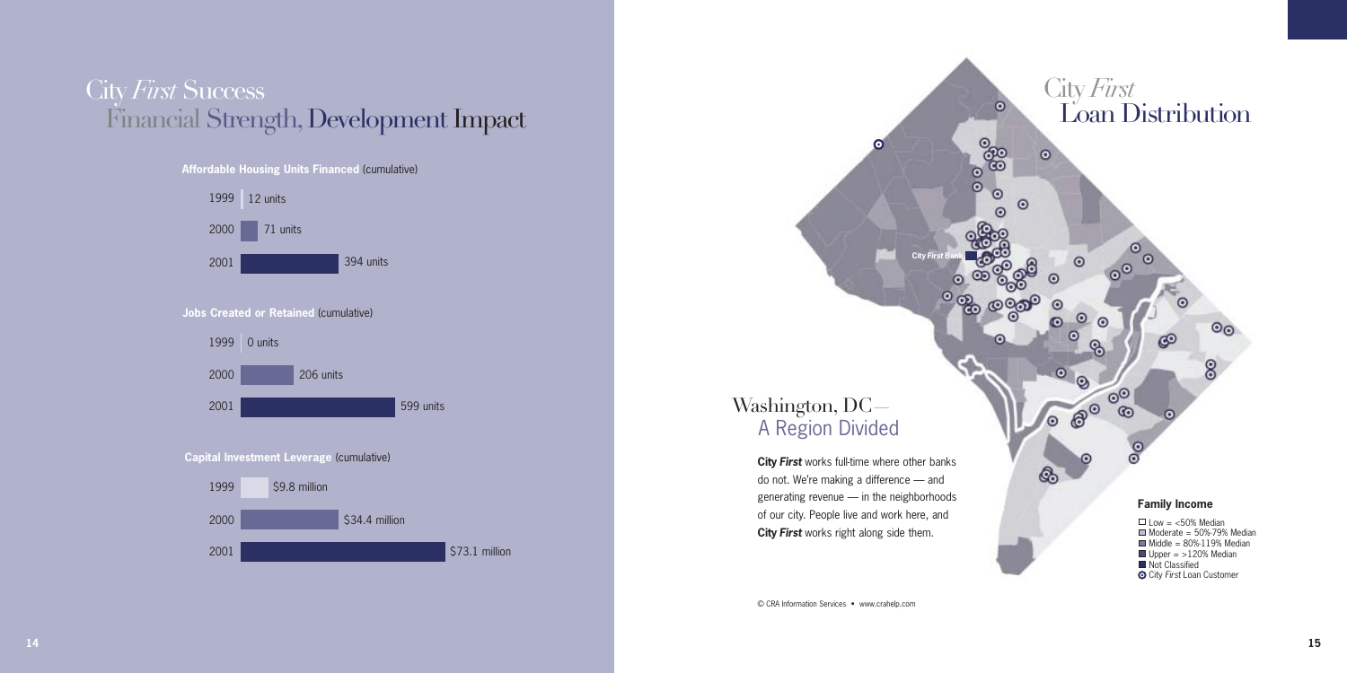# City *First* Success
## Financial Strength, Development Impact

**Affordable Housing Units Financed** (cumulative)

| Year | Units |
|---|---|
| 1999 | 12 units |
| 2000 | 71 units |
| 2001 | 394 units |

**Jobs Created or Retained** (cumulative)

| Year | Units |
|---|---|
| 1999 | 0 units |
| 2000 | 206 units |
| 2001 | 599 units |

**Capital Investment Leverage** (cumulative)

| Year | Amount |
|---|---|
| 1999 | $9.8 million |
| 2000 | $34.4 million |
| 2001 | $73.1 million |

# City *First* Loan Distribution

City First Bank

## Washington, DC— A Region Divided

**City *First*** works full-time where other banks do not. We're making a difference — and generating revenue — in the neighborhoods of our city. People live and work here, and **City *First*** works right along side them.

**Family Income**

- Low = <50% Median
- Moderate = 50%-79% Median
- Middle = 80%-119% Median
- Upper = >120% Median
- Not Classified
- City *First* Loan Customer

© CRA Information Services • www.crahelp.com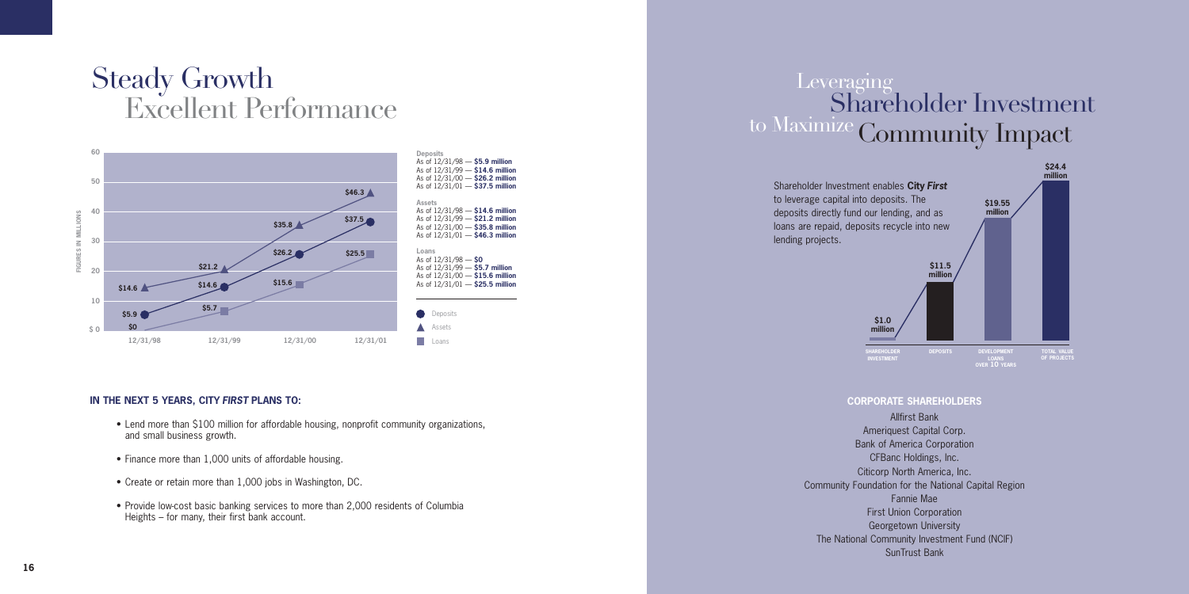# Steady Growth Excellent Performance

**Deposits**
As of 12/31/98 — **$5.9 million**
As of 12/31/99 — **$14.6 million**
As of 12/31/00 — **$26.2 million**
As of 12/31/01 — **$37.5 million**

**Assets**
As of 12/31/98 — **$14.6 million**
As of 12/31/99 — **$21.2 million**
As of 12/31/00 — **$35.8 million**
As of 12/31/01 — **$46.3 million**

**Loans**
As of 12/31/98 — **$0**
As of 12/31/99 — **$5.7 million**
As of 12/31/00 — **$15.6 million**
As of 12/31/01 — **$25.5 million**

### IN THE NEXT 5 YEARS, CITY *FIRST* PLANS TO:

- Lend more than $100 million for affordable housing, nonprofit community organizations, and small business growth.
- Finance more than 1,000 units of affordable housing.
- Create or retain more than 1,000 jobs in Washington, DC.
- Provide low-cost basic banking services to more than 2,000 residents of Columbia Heights – for many, their first bank account.

# Leveraging Shareholder Investment to Maximize Community Impact

Shareholder Investment enables **City *First*** to leverage capital into deposits. The deposits directly fund our lending, and as loans are repaid, deposits recycle into new lending projects.

| Shareholder Investment | Deposits | Development Loans over 10 Years | Total Value of Projects |
|---|---|---|---|
| $1.0 million | $11.5 million | $19.55 million | $24.4 million |

### CORPORATE SHAREHOLDERS

Allfirst Bank
Ameriquest Capital Corp.
Bank of America Corporation
CFBanc Holdings, Inc.
Citicorp North America, Inc.
Community Foundation for the National Capital Region
Fannie Mae
First Union Corporation
Georgetown University
The National Community Investment Fund (NCIF)
SunTrust Bank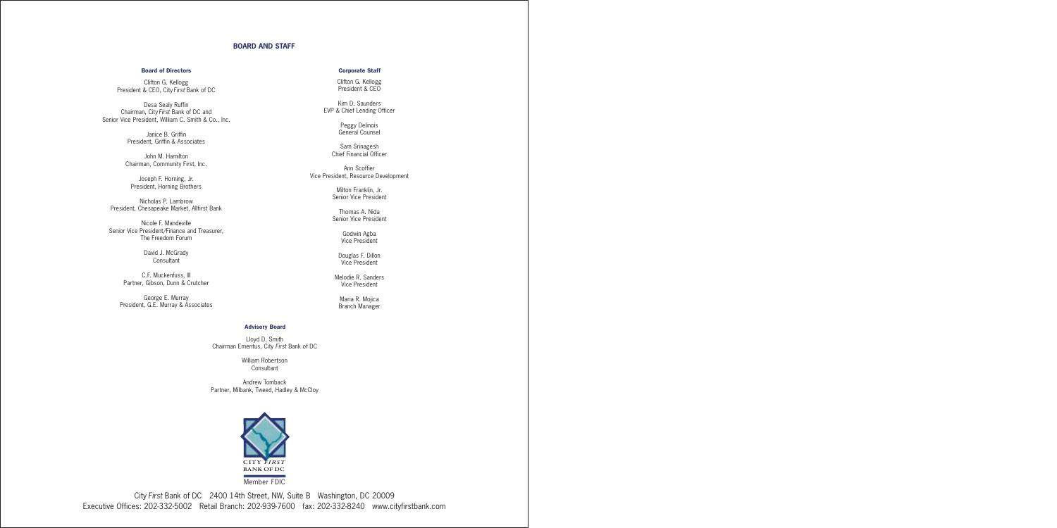## BOARD AND STAFF

### Board of Directors

Clifton G. Kellogg
President & CEO, City *First* Bank of DC

Desa Sealy Ruffin
Chairman, City *First* Bank of DC and
Senior Vice President, William C. Smith & Co., Inc.

Janice B. Griffin
President, Griffin & Associates

John M. Hamilton
Chairman, Community First, Inc.

Joseph F. Horning, Jr.
President, Horning Brothers

Nicholas P. Lambrow
President, Chesapeake Market, Allfirst Bank

Nicole F. Mandeville
Senior Vice President/Finance and Treasurer,
The Freedom Forum

David J. McGrady
Consultant

C.F. Muckenfuss, III
Partner, Gibson, Dunn & Crutcher

George E. Murray
President, G.E. Murray & Associates

### Corporate Staff

Clifton G. Kellogg
President & CEO

Kim D. Saunders
EVP & Chief Lending Officer

Peggy Delinois
General Counsel

Sam Srinagesh
Chief Financial Officer

Ann Scoffier
Vice President, Resource Development

Milton Franklin, Jr.
Senior Vice President

Thomas A. Nida
Senior Vice President

Godwin Agba
Vice President

Douglas F. Dillon
Vice President

Melodie R. Sanders
Vice President

Maria R. Mojica
Branch Manager

### Advisory Board

Lloyd D. Smith
Chairman Emeritus, City *First* Bank of DC

William Robertson
Consultant

Andrew Tomback
Partner, Milbank, Tweed, Hadley & McCloy

CITY *FIRST*
BANK OF DC

Member FDIC

City *First* Bank of DC 2400 14th Street, NW, Suite B Washington, DC 20009
Executive Offices: 202-332-5002 Retail Branch: 202-939-7600 fax: 202-332-8240 www.cityfirstbank.com